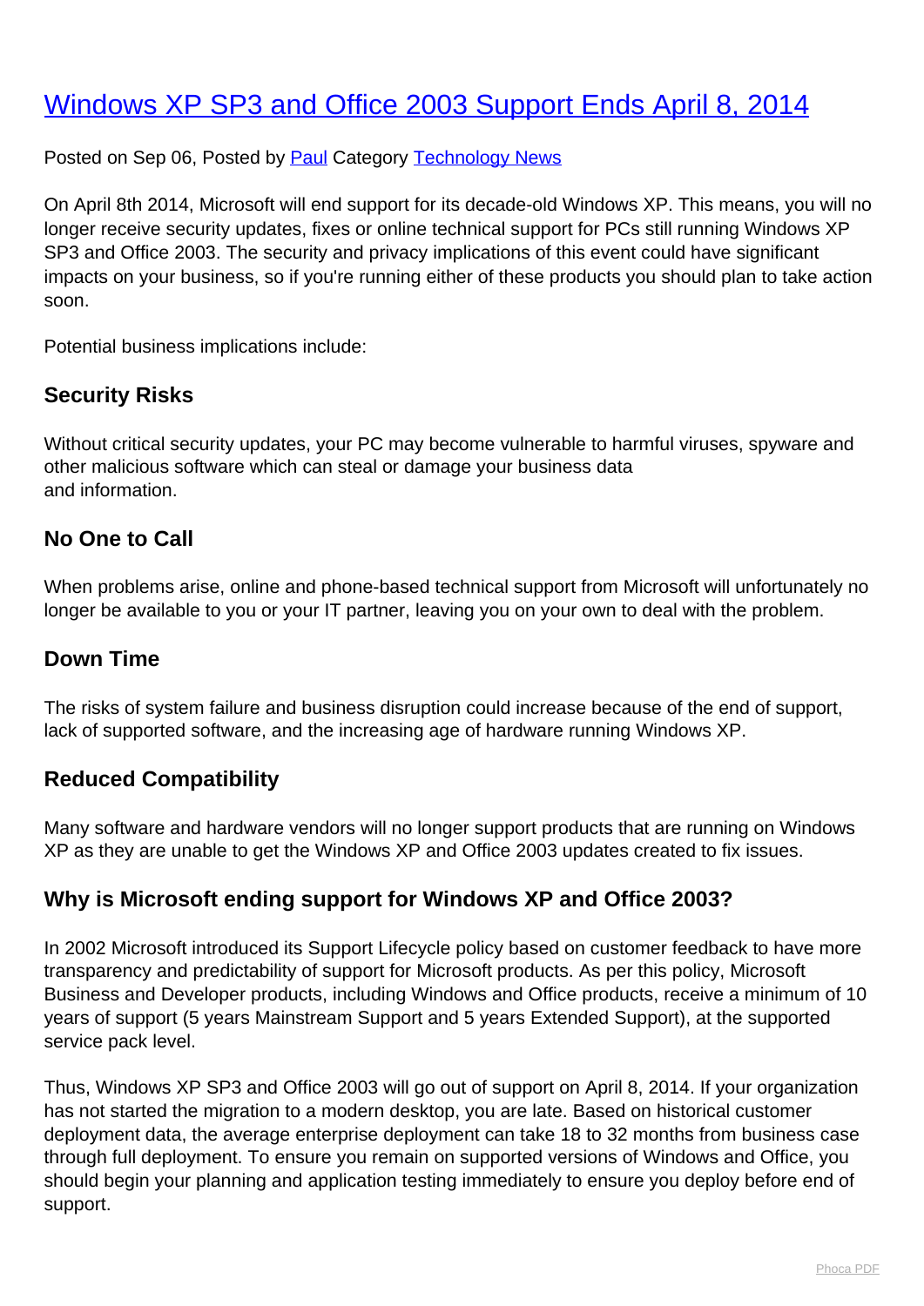# Windows XP SP3 and Office 2003 Support Ends April 8, 2014

Posted on Sep 06, Posted by Paul Category Technology News

On April 8th 2014, Microsoft will end support for its decade-old Windows XP. This means, you will no longer receive security updates, fixes or online technical support for PCs still running Windows XP SP3 and Office 2003. The security and privacy implications of this event could have significant impacts on your business, so if you're running either of these products you should plan to take action soon.

Potential business implications include:

### Security Risks

Without critical security updates, your PC may become vulnerable to harmful viruses, spyware and other malicious software which can steal or damage your business data and information.

### No One to Call

When problems arise, online and phone-based technical support from Microsoft will unfortunately no longer be available to you or your IT partner, leaving you on your own to deal with the problem.

### Down Time

The risks of system failure and business disruption could increase because of the end of support, lack of supported software, and the increasing age of hardware running Windows XP.

### Reduced Compatibility

Many software and hardware vendors will no longer support products that are running on Windows XP as they are unable to get the Windows XP and Office 2003 updates created to fix issues.

### Why is Microsoft ending support for Windows XP and Office 2003?

In 2002 Microsoft introduced its Support Lifecycle policy based on customer feedback to have more transparency and predictability of support for Microsoft products. As per this policy, Microsoft Business and Developer products, including Windows and Office products, receive a minimum of 10 years of support (5 years Mainstream Support and 5 years Extended Support), at the supported service pack level.

Thus, Windows XP SP3 and Office 2003 will go out of support on April 8, 2014. If your organization has not started the migration to a modern desktop, you are late. Based on historical customer deployment data, the average enterprise deployment can take 18 to 32 months from business case through full deployment. To ensure you remain on supported versions of Windows and Office, you should begin your planning and application testing immediately to ensure you deploy before end of support.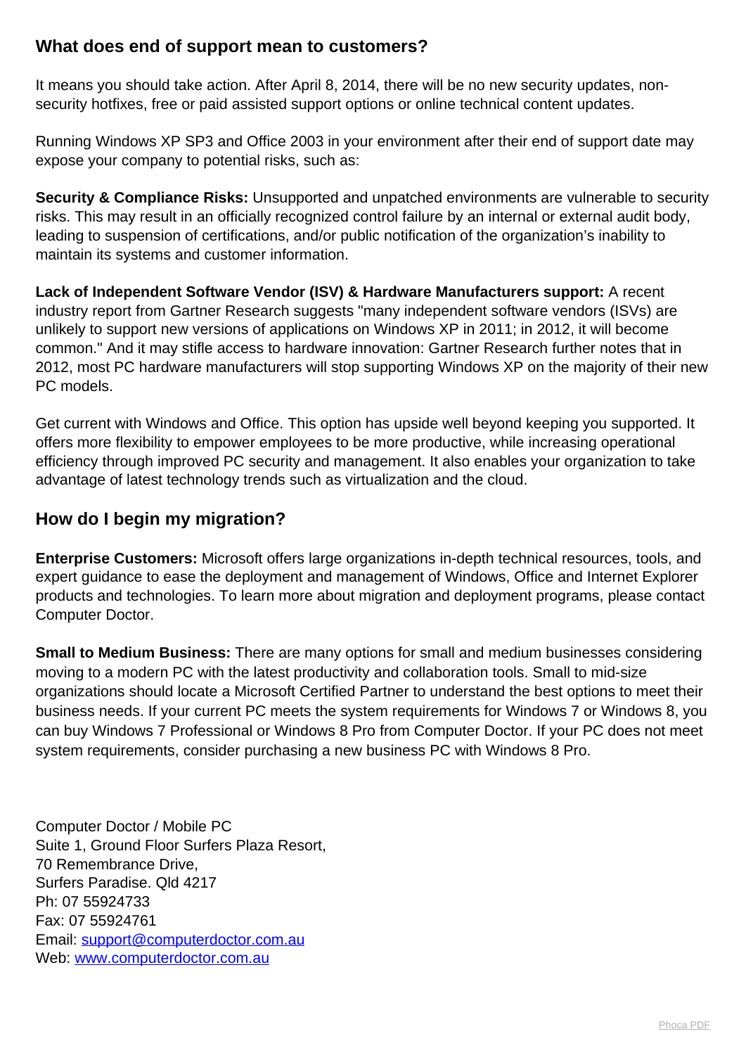## What does end of support mean to customers?

It means you should take action. After April 8, 2014, there will be no new security updates, non-security hotfixes, free or paid assisted support options or online technical content updates.

Running Windows XP SP3 and Office 2003 in your environment after their end of support date may expose your company to potential risks, such as:

**Security & Compliance Risks:** Unsupported and unpatched environments are vulnerable to security risks. This may result in an officially recognized control failure by an internal or external audit body, leading to suspension of certifications, and/or public notification of the organization's inability to maintain its systems and customer information.

**Lack of Independent Software Vendor (ISV) & Hardware Manufacturers support:** A recent industry report from Gartner Research suggests "many independent software vendors (ISVs) are unlikely to support new versions of applications on Windows XP in 2011; in 2012, it will become common." And it may stifle access to hardware innovation: Gartner Research further notes that in 2012, most PC hardware manufacturers will stop supporting Windows XP on the majority of their new PC models.

Get current with Windows and Office. This option has upside well beyond keeping you supported. It offers more flexibility to empower employees to be more productive, while increasing operational efficiency through improved PC security and management. It also enables your organization to take advantage of latest technology trends such as virtualization and the cloud.

## How do I begin my migration?

**Enterprise Customers:** Microsoft offers large organizations in-depth technical resources, tools, and expert guidance to ease the deployment and management of Windows, Office and Internet Explorer products and technologies. To learn more about migration and deployment programs, please contact Computer Doctor.

**Small to Medium Business:** There are many options for small and medium businesses considering moving to a modern PC with the latest productivity and collaboration tools. Small to mid-size organizations should locate a Microsoft Certified Partner to understand the best options to meet their business needs. If your current PC meets the system requirements for Windows 7 or Windows 8, you can buy Windows 7 Professional or Windows 8 Pro from Computer Doctor. If your PC does not meet system requirements, consider purchasing a new business PC with Windows 8 Pro.

Computer Doctor / Mobile PC
Suite 1, Ground Floor Surfers Plaza Resort,
70 Remembrance Drive,
Surfers Paradise. Qld 4217
Ph: 07 55924733
Fax: 07 55924761
Email: [support@computerdoctor.com.au](mailto:support@computerdoctor.com.au)
Web: [www.computerdoctor.com.au](http://www.computerdoctor.com.au)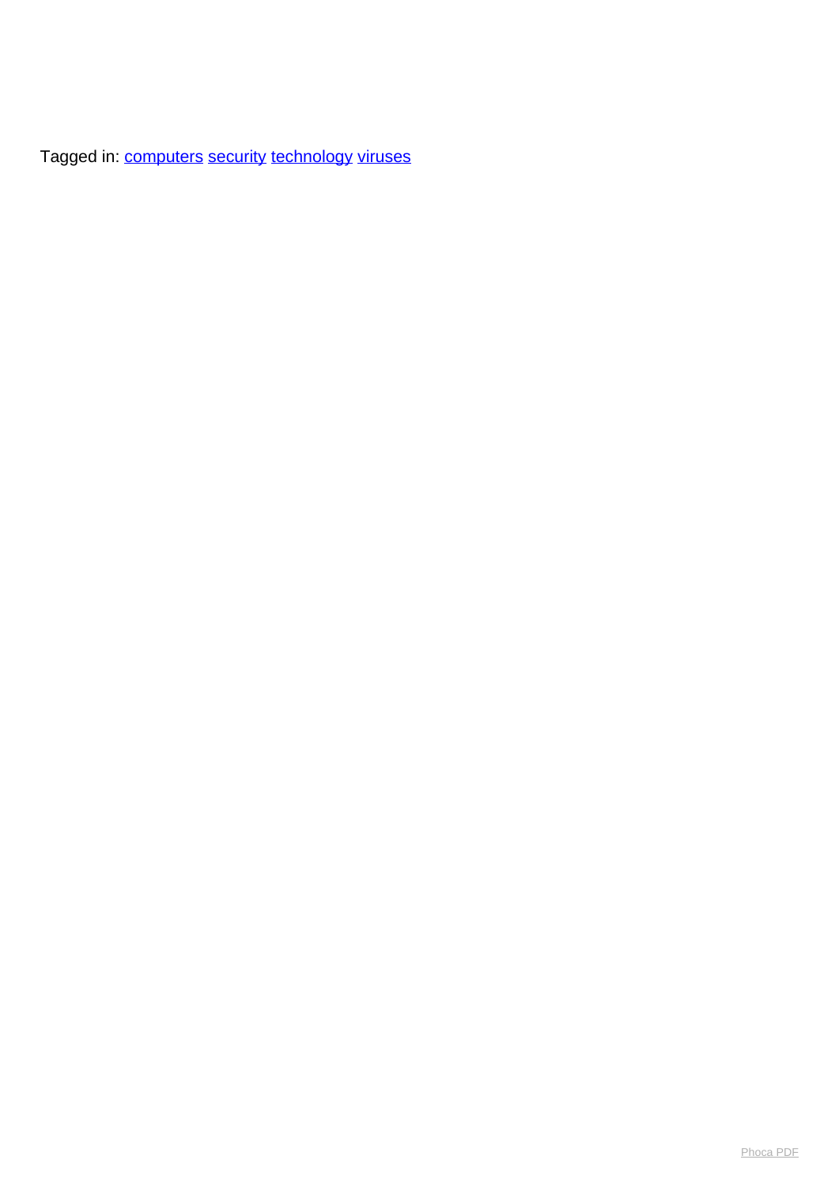Tagged in: computers security technology viruses